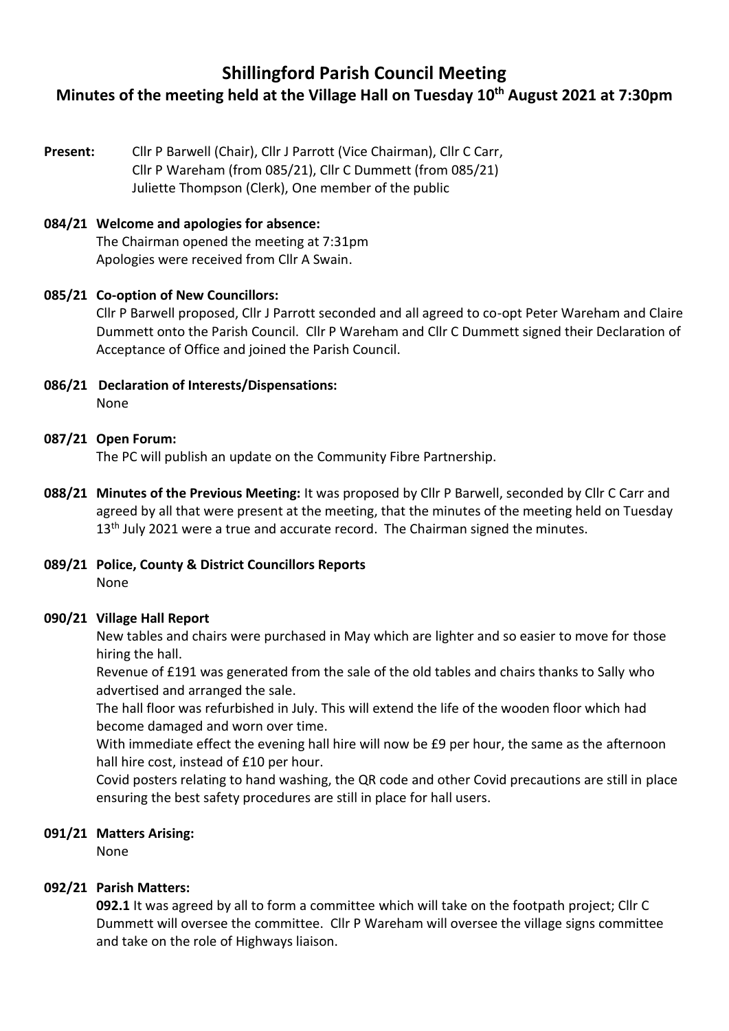# Shillingford Parish Council Meeting

## Minutes of the meeting held at the Village Hall on Tuesday 10th August 2021 at 7:30pm

**Present:** Cllr P Barwell (Chair), Cllr J Parrott (Vice Chairman), Cllr C Carr, Cllr P Wareham (from 085/21), Cllr C Dummett (from 085/21)
Juliette Thompson (Clerk), One member of the public

**084/21 Welcome and apologies for absence:**
The Chairman opened the meeting at 7:31pm
Apologies were received from Cllr A Swain.

**085/21 Co-option of New Councillors:**
Cllr P Barwell proposed, Cllr J Parrott seconded and all agreed to co-opt Peter Wareham and Claire Dummett onto the Parish Council. Cllr P Wareham and Cllr C Dummett signed their Declaration of Acceptance of Office and joined the Parish Council.

**086/21 Declaration of Interests/Dispensations:**
None

**087/21 Open Forum:**
The PC will publish an update on the Community Fibre Partnership.

**088/21 Minutes of the Previous Meeting:** It was proposed by Cllr P Barwell, seconded by Cllr C Carr and agreed by all that were present at the meeting, that the minutes of the meeting held on Tuesday 13th July 2021 were a true and accurate record. The Chairman signed the minutes.

**089/21 Police, County & District Councillors Reports**
None

**090/21 Village Hall Report**
New tables and chairs were purchased in May which are lighter and so easier to move for those hiring the hall.
Revenue of £191 was generated from the sale of the old tables and chairs thanks to Sally who advertised and arranged the sale.
The hall floor was refurbished in July. This will extend the life of the wooden floor which had become damaged and worn over time.
With immediate effect the evening hall hire will now be £9 per hour, the same as the afternoon hall hire cost, instead of £10 per hour.
Covid posters relating to hand washing, the QR code and other Covid precautions are still in place ensuring the best safety procedures are still in place for hall users.

**091/21 Matters Arising:**
None

**092/21 Parish Matters:**
**092.1** It was agreed by all to form a committee which will take on the footpath project; Cllr C Dummett will oversee the committee. Cllr P Wareham will oversee the village signs committee and take on the role of Highways liaison.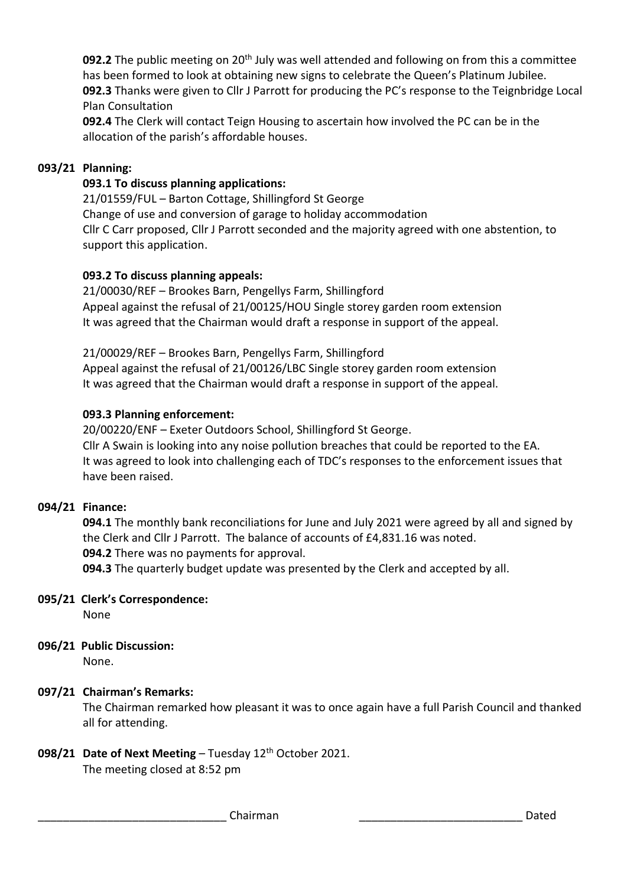**092.2** The public meeting on 20th July was well attended and following on from this a committee has been formed to look at obtaining new signs to celebrate the Queen's Platinum Jubilee.
**092.3** Thanks were given to Cllr J Parrott for producing the PC's response to the Teignbridge Local Plan Consultation
**092.4** The Clerk will contact Teign Housing to ascertain how involved the PC can be in the allocation of the parish's affordable houses.

**093/21 Planning:**

**093.1 To discuss planning applications:**

21/01559/FUL – Barton Cottage, Shillingford St George
Change of use and conversion of garage to holiday accommodation
Cllr C Carr proposed, Cllr J Parrott seconded and the majority agreed with one abstention, to support this application.

**093.2 To discuss planning appeals:**

21/00030/REF – Brookes Barn, Pengellys Farm, Shillingford
Appeal against the refusal of 21/00125/HOU Single storey garden room extension
It was agreed that the Chairman would draft a response in support of the appeal.

21/00029/REF – Brookes Barn, Pengellys Farm, Shillingford
Appeal against the refusal of 21/00126/LBC Single storey garden room extension
It was agreed that the Chairman would draft a response in support of the appeal.

**093.3 Planning enforcement:**

20/00220/ENF – Exeter Outdoors School, Shillingford St George.
Cllr A Swain is looking into any noise pollution breaches that could be reported to the EA.
It was agreed to look into challenging each of TDC's responses to the enforcement issues that have been raised.

**094/21 Finance:**

**094.1** The monthly bank reconciliations for June and July 2021 were agreed by all and signed by the Clerk and Cllr J Parrott. The balance of accounts of £4,831.16 was noted.
**094.2** There was no payments for approval.
**094.3** The quarterly budget update was presented by the Clerk and accepted by all.

**095/21 Clerk's Correspondence:**

None

**096/21 Public Discussion:**

None.

**097/21 Chairman's Remarks:**

The Chairman remarked how pleasant it was to once again have a full Parish Council and thanked all for attending.

**098/21 Date of Next Meeting** – Tuesday 12th October 2021.
The meeting closed at 8:52 pm

______________________________ Chairman ______________________________ Dated